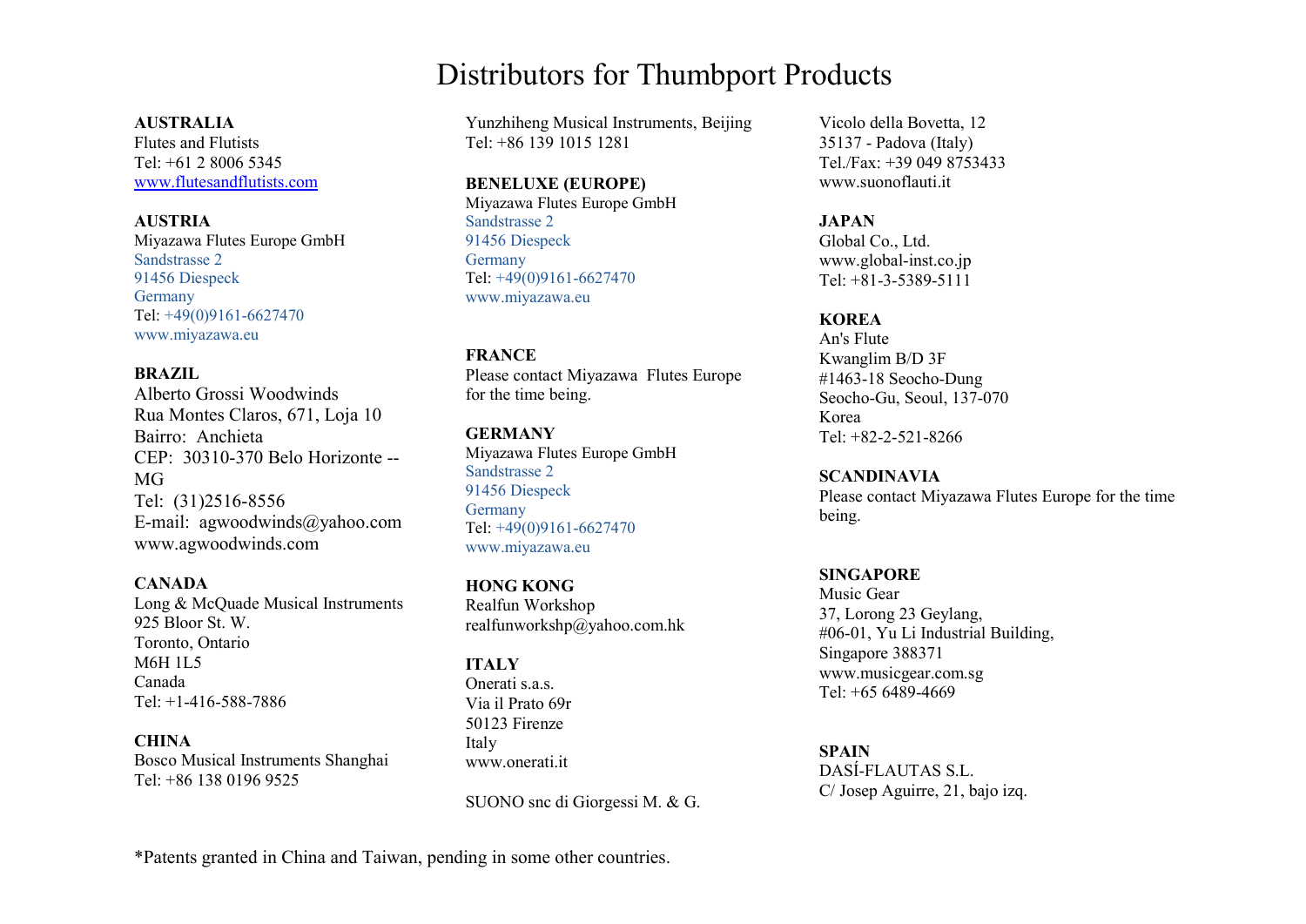# Distributors for Thumbport Products

**AUSTRALIA**
Flutes and Flutists
Tel: +61 2 8006 5345
www.flutesandflutists.com

**AUSTRIA**
Miyazawa Flutes Europe GmbH
Sandstrasse 2
91456 Diespeck
Germany
Tel: +49(0)9161-6627470
www.miyazawa.eu

**BRAZIL**
Alberto Grossi Woodwinds
Rua Montes Claros, 671, Loja 10
Bairro: Anchieta
CEP: 30310-370 Belo Horizonte -- MG
Tel: (31)2516-8556
E-mail: agwoodwinds@yahoo.com
www.agwoodwinds.com

**CANADA**
Long & McQuade Musical Instruments
925 Bloor St. W.
Toronto, Ontario
M6H 1L5
Canada
Tel: +1-416-588-7886

**CHINA**
Bosco Musical Instruments Shanghai
Tel: +86 138 0196 9525

Yunzhiheng Musical Instruments, Beijing
Tel: +86 139 1015 1281

**BENELUXE (EUROPE)**
Miyazawa Flutes Europe GmbH
Sandstrasse 2
91456 Diespeck
Germany
Tel: +49(0)9161-6627470
www.miyazawa.eu

**FRANCE**
Please contact Miyazawa Flutes Europe for the time being.

**GERMANY**
Miyazawa Flutes Europe GmbH
Sandstrasse 2
91456 Diespeck
Germany
Tel: +49(0)9161-6627470
www.miyazawa.eu

**HONG KONG**
Realfun Workshop
realfunworkshp@yahoo.com.hk

**ITALY**
Onerati s.a.s.
Via il Prato 69r
50123 Firenze
Italy
www.onerati.it

SUONO snc di Giorgessi M. & G.
Vicolo della Bovetta, 12
35137 - Padova (Italy)
Tel./Fax: +39 049 8753433
www.suonoflauti.it

**JAPAN**
Global Co., Ltd.
www.global-inst.co.jp
Tel: +81-3-5389-5111

**KOREA**
An's Flute
Kwanglim B/D 3F
#1463-18 Seocho-Dung
Seocho-Gu, Seoul, 137-070
Korea
Tel: +82-2-521-8266

**SCANDINAVIA**
Please contact Miyazawa Flutes Europe for the time being.

**SINGAPORE**
Music Gear
37, Lorong 23 Geylang,
#06-01, Yu Li Industrial Building,
Singapore 388371
www.musicgear.com.sg
Tel: +65 6489-4669

**SPAIN**
DASÍ-FLAUTAS S.L.
C/ Josep Aguirre, 21, bajo izq.

*Patents granted in China and Taiwan, pending in some other countries.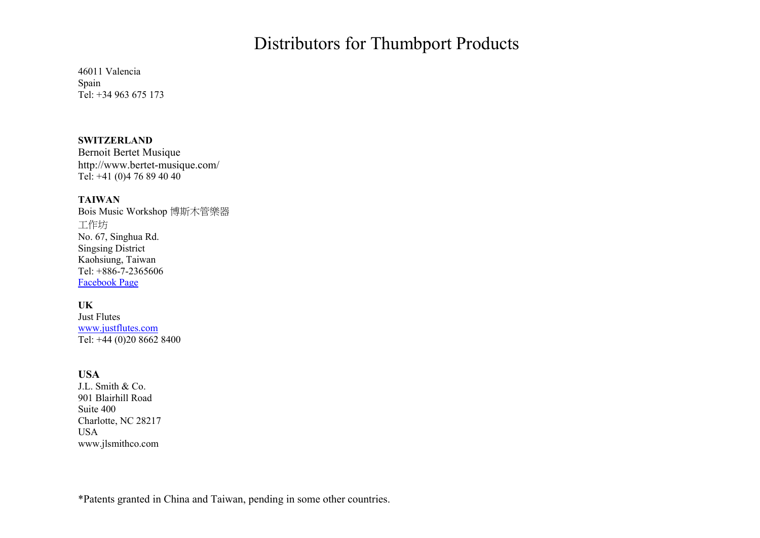# Distributors for Thumbport Products

46011 Valencia
Spain
Tel: +34 963 675 173

**SWITZERLAND**
Bernoit Bertet Musique
http://www.bertet-musique.com/
Tel: +41 (0)4 76 89 40 40

**TAIWAN**
Bois Music Workshop 博斯木管樂器工作坊
No. 67, Singhua Rd.
Singsing District
Kaohsiung, Taiwan
Tel: +886-7-2365606
Facebook Page

**UK**
Just Flutes
www.justflutes.com
Tel: +44 (0)20 8662 8400

**USA**
J.L. Smith & Co.
901 Blairhill Road
Suite 400
Charlotte, NC 28217
USA
www.jlsmithco.com

*Patents granted in China and Taiwan, pending in some other countries.